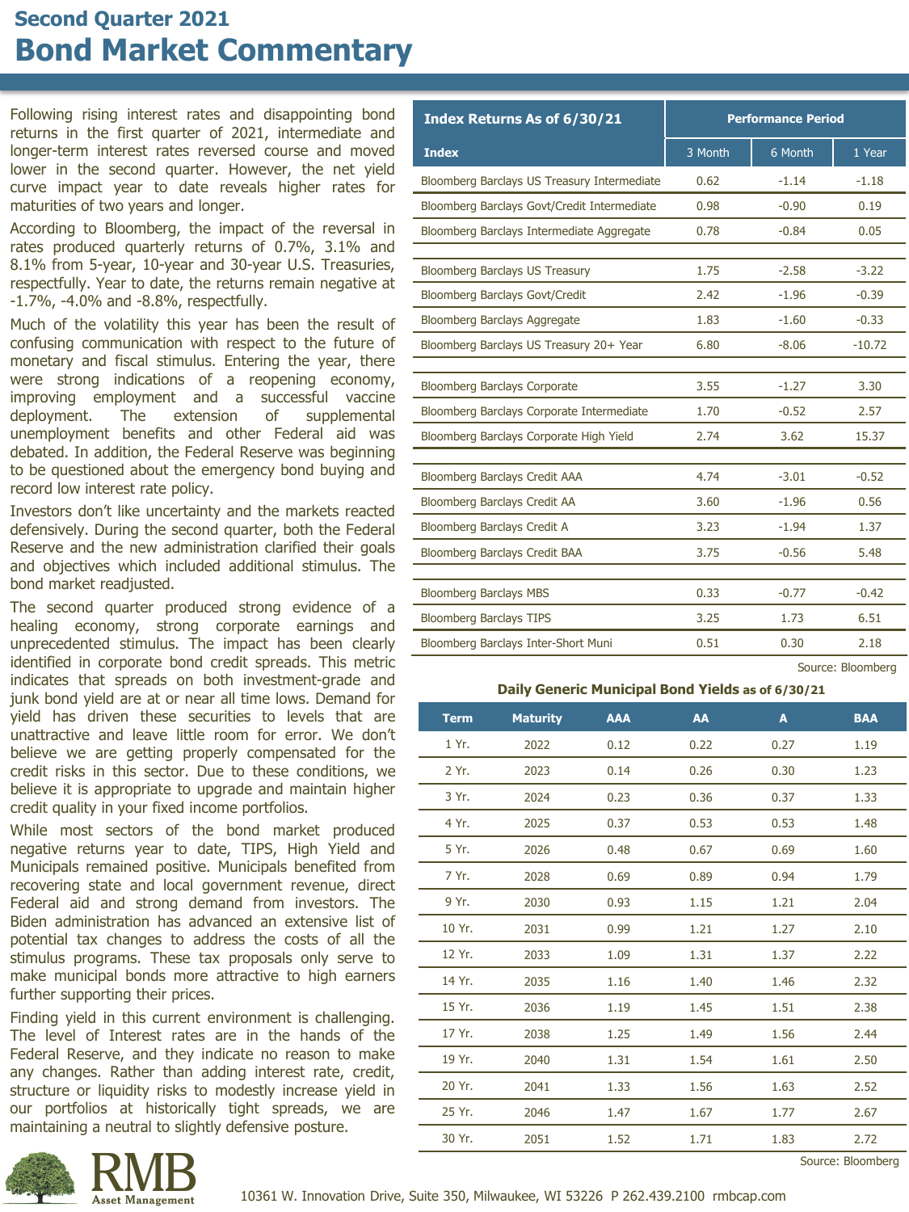## Second Quarter 2021

# Bond Market Commentary

Following rising interest rates and disappointing bond returns in the first quarter of 2021, intermediate and longer-term interest rates reversed course and moved lower in the second quarter. However, the net yield curve impact year to date reveals higher rates for maturities of two years and longer.

According to Bloomberg, the impact of the reversal in rates produced quarterly returns of 0.7%, 3.1% and 8.1% from 5-year, 10-year and 30-year U.S. Treasuries, respectfully. Year to date, the returns remain negative at -1.7%, -4.0% and -8.8%, respectfully.

Much of the volatility this year has been the result of confusing communication with respect to the future of monetary and fiscal stimulus. Entering the year, there were strong indications of a reopening economy, improving employment and a successful vaccine deployment. The extension of supplemental unemployment benefits and other Federal aid was debated. In addition, the Federal Reserve was beginning to be questioned about the emergency bond buying and record low interest rate policy.

Investors don't like uncertainty and the markets reacted defensively. During the second quarter, both the Federal Reserve and the new administration clarified their goals and objectives which included additional stimulus. The bond market readjusted.

The second quarter produced strong evidence of a healing economy, strong corporate earnings and unprecedented stimulus. The impact has been clearly identified in corporate bond credit spreads. This metric indicates that spreads on both investment-grade and junk bond yield are at or near all time lows. Demand for yield has driven these securities to levels that are unattractive and leave little room for error. We don't believe we are getting properly compensated for the credit risks in this sector. Due to these conditions, we believe it is appropriate to upgrade and maintain higher credit quality in your fixed income portfolios.

While most sectors of the bond market produced negative returns year to date, TIPS, High Yield and Municipals remained positive. Municipals benefited from recovering state and local government revenue, direct Federal aid and strong demand from investors. The Biden administration has advanced an extensive list of potential tax changes to address the costs of all the stimulus programs. These tax proposals only serve to make municipal bonds more attractive to high earners further supporting their prices.

Finding yield in this current environment is challenging. The level of Interest rates are in the hands of the Federal Reserve, and they indicate no reason to make any changes. Rather than adding interest rate, credit, structure or liquidity risks to modestly increase yield in our portfolios at historically tight spreads, we are maintaining a neutral to slightly defensive posture.

| Index Returns As of 6/30/21 | Performance Period | | |
|---|---|---|---|
| Index | 3 Month | 6 Month | 1 Year |
| Bloomberg Barclays US Treasury Intermediate | 0.62 | -1.14 | -1.18 |
| Bloomberg Barclays Govt/Credit Intermediate | 0.98 | -0.90 | 0.19 |
| Bloomberg Barclays Intermediate Aggregate | 0.78 | -0.84 | 0.05 |
| Bloomberg Barclays US Treasury | 1.75 | -2.58 | -3.22 |
| Bloomberg Barclays Govt/Credit | 2.42 | -1.96 | -0.39 |
| Bloomberg Barclays Aggregate | 1.83 | -1.60 | -0.33 |
| Bloomberg Barclays US Treasury 20+ Year | 6.80 | -8.06 | -10.72 |
| Bloomberg Barclays Corporate | 3.55 | -1.27 | 3.30 |
| Bloomberg Barclays Corporate Intermediate | 1.70 | -0.52 | 2.57 |
| Bloomberg Barclays Corporate High Yield | 2.74 | 3.62 | 15.37 |
| Bloomberg Barclays Credit AAA | 4.74 | -3.01 | -0.52 |
| Bloomberg Barclays Credit AA | 3.60 | -1.96 | 0.56 |
| Bloomberg Barclays Credit A | 3.23 | -1.94 | 1.37 |
| Bloomberg Barclays Credit BAA | 3.75 | -0.56 | 5.48 |
| Bloomberg Barclays MBS | 0.33 | -0.77 | -0.42 |
| Bloomberg Barclays TIPS | 3.25 | 1.73 | 6.51 |
| Bloomberg Barclays Inter-Short Muni | 0.51 | 0.30 | 2.18 |

Source: Bloomberg

**Daily Generic Municipal Bond Yields** as of 6/30/21

| Term | Maturity | AAA | AA | A | BAA |
|---|---|---|---|---|---|
| 1 Yr. | 2022 | 0.12 | 0.22 | 0.27 | 1.19 |
| 2 Yr. | 2023 | 0.14 | 0.26 | 0.30 | 1.23 |
| 3 Yr. | 2024 | 0.23 | 0.36 | 0.37 | 1.33 |
| 4 Yr. | 2025 | 0.37 | 0.53 | 0.53 | 1.48 |
| 5 Yr. | 2026 | 0.48 | 0.67 | 0.69 | 1.60 |
| 7 Yr. | 2028 | 0.69 | 0.89 | 0.94 | 1.79 |
| 9 Yr. | 2030 | 0.93 | 1.15 | 1.21 | 2.04 |
| 10 Yr. | 2031 | 0.99 | 1.21 | 1.27 | 2.10 |
| 12 Yr. | 2033 | 1.09 | 1.31 | 1.37 | 2.22 |
| 14 Yr. | 2035 | 1.16 | 1.40 | 1.46 | 2.32 |
| 15 Yr. | 2036 | 1.19 | 1.45 | 1.51 | 2.38 |
| 17 Yr. | 2038 | 1.25 | 1.49 | 1.56 | 2.44 |
| 19 Yr. | 2040 | 1.31 | 1.54 | 1.61 | 2.50 |
| 20 Yr. | 2041 | 1.33 | 1.56 | 1.63 | 2.52 |
| 25 Yr. | 2046 | 1.47 | 1.67 | 1.77 | 2.67 |
| 30 Yr. | 2051 | 1.52 | 1.71 | 1.83 | 2.72 |

Source: Bloomberg

RMB Asset Management

10361 W. Innovation Drive, Suite 350, Milwaukee, WI 53226 P 262.439.2100 rmbcap.com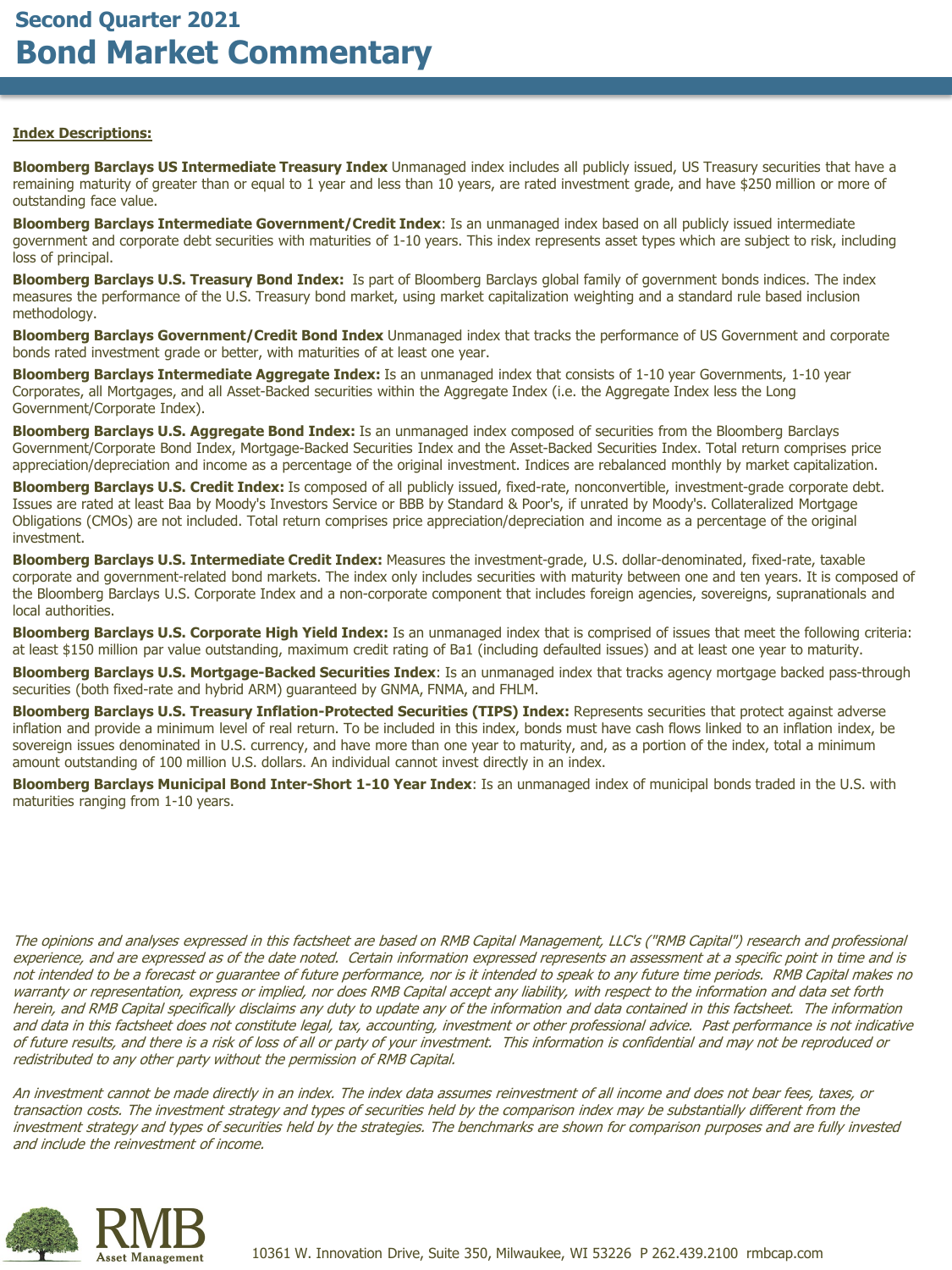# Second Quarter 2021
# Bond Market Commentary

**Index Descriptions:**

**Bloomberg Barclays US Intermediate Treasury Index** Unmanaged index includes all publicly issued, US Treasury securities that have a remaining maturity of greater than or equal to 1 year and less than 10 years, are rated investment grade, and have $250 million or more of outstanding face value.

**Bloomberg Barclays Intermediate Government/Credit Index**: Is an unmanaged index based on all publicly issued intermediate government and corporate debt securities with maturities of 1-10 years. This index represents asset types which are subject to risk, including loss of principal.

**Bloomberg Barclays U.S. Treasury Bond Index:** Is part of Bloomberg Barclays global family of government bonds indices. The index measures the performance of the U.S. Treasury bond market, using market capitalization weighting and a standard rule based inclusion methodology.

**Bloomberg Barclays Government/Credit Bond Index** Unmanaged index that tracks the performance of US Government and corporate bonds rated investment grade or better, with maturities of at least one year.

**Bloomberg Barclays Intermediate Aggregate Index:** Is an unmanaged index that consists of 1-10 year Governments, 1-10 year Corporates, all Mortgages, and all Asset-Backed securities within the Aggregate Index (i.e. the Aggregate Index less the Long Government/Corporate Index).

**Bloomberg Barclays U.S. Aggregate Bond Index:** Is an unmanaged index composed of securities from the Bloomberg Barclays Government/Corporate Bond Index, Mortgage-Backed Securities Index and the Asset-Backed Securities Index. Total return comprises price appreciation/depreciation and income as a percentage of the original investment. Indices are rebalanced monthly by market capitalization.

**Bloomberg Barclays U.S. Credit Index:** Is composed of all publicly issued, fixed-rate, nonconvertible, investment-grade corporate debt. Issues are rated at least Baa by Moody's Investors Service or BBB by Standard & Poor's, if unrated by Moody's. Collateralized Mortgage Obligations (CMOs) are not included. Total return comprises price appreciation/depreciation and income as a percentage of the original investment.

**Bloomberg Barclays U.S. Intermediate Credit Index:** Measures the investment-grade, U.S. dollar-denominated, fixed-rate, taxable corporate and government-related bond markets. The index only includes securities with maturity between one and ten years. It is composed of the Bloomberg Barclays U.S. Corporate Index and a non-corporate component that includes foreign agencies, sovereigns, supranationals and local authorities.

**Bloomberg Barclays U.S. Corporate High Yield Index:** Is an unmanaged index that is comprised of issues that meet the following criteria: at least $150 million par value outstanding, maximum credit rating of Ba1 (including defaulted issues) and at least one year to maturity.

**Bloomberg Barclays U.S. Mortgage-Backed Securities Index**: Is an unmanaged index that tracks agency mortgage backed pass-through securities (both fixed-rate and hybrid ARM) guaranteed by GNMA, FNMA, and FHLM.

**Bloomberg Barclays U.S. Treasury Inflation-Protected Securities (TIPS) Index:** Represents securities that protect against adverse inflation and provide a minimum level of real return. To be included in this index, bonds must have cash flows linked to an inflation index, be sovereign issues denominated in U.S. currency, and have more than one year to maturity, and, as a portion of the index, total a minimum amount outstanding of 100 million U.S. dollars. An individual cannot invest directly in an index.

**Bloomberg Barclays Municipal Bond Inter-Short 1-10 Year Index**: Is an unmanaged index of municipal bonds traded in the U.S. with maturities ranging from 1-10 years.

*The opinions and analyses expressed in this factsheet are based on RMB Capital Management, LLC's ("RMB Capital") research and professional experience, and are expressed as of the date noted. Certain information expressed represents an assessment at a specific point in time and is not intended to be a forecast or guarantee of future performance, nor is it intended to speak to any future time periods. RMB Capital makes no warranty or representation, express or implied, nor does RMB Capital accept any liability, with respect to the information and data set forth herein, and RMB Capital specifically disclaims any duty to update any of the information and data contained in this factsheet. The information and data in this factsheet does not constitute legal, tax, accounting, investment or other professional advice. Past performance is not indicative of future results, and there is a risk of loss of all or party of your investment. This information is confidential and may not be reproduced or redistributed to any other party without the permission of RMB Capital.*

*An investment cannot be made directly in an index. The index data assumes reinvestment of all income and does not bear fees, taxes, or transaction costs. The investment strategy and types of securities held by the comparison index may be substantially different from the investment strategy and types of securities held by the strategies. The benchmarks are shown for comparison purposes and are fully invested and include the reinvestment of income.*

RMB Asset Management

10361 W. Innovation Drive, Suite 350, Milwaukee, WI 53226 P 262.439.2100 rmbcap.com